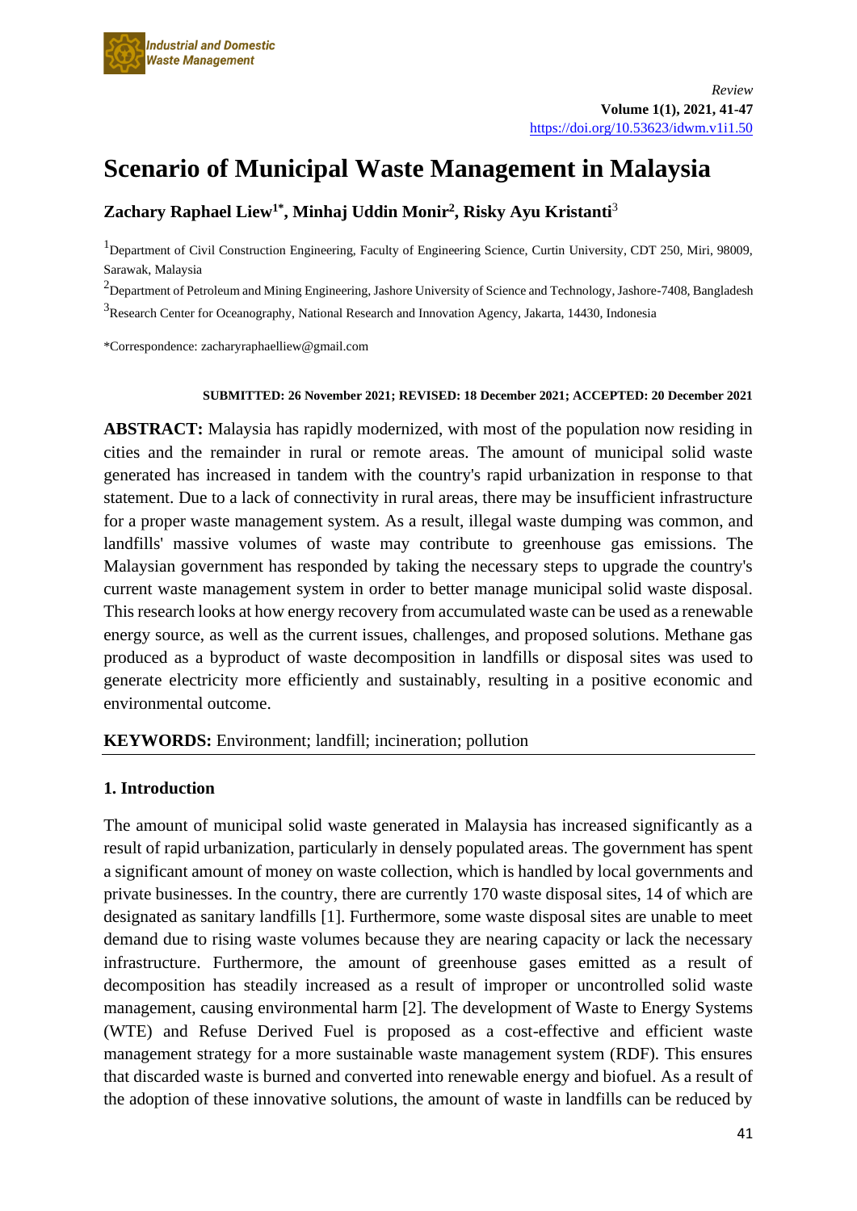*Review*

# Scenario of Municipal Waste Management in Malaysia

**Zachary Raphael Liew[1]\*, Minhaj Uddin Monir[2], Risky Ayu Kristanti[3]**

[1]Department of Civil Construction Engineering, Faculty of Engineering Science, Curtin University, CDT 250, Miri, 98009, Sarawak, Malaysia

[2]Department of Petroleum and Mining Engineering, Jashore University of Science and Technology, Jashore-7408, Bangladesh

[3]Research Center for Oceanography, National Research and Innovation Agency, Jakarta, 14430, Indonesia

\*Correspondence: zacharyraphaelliew@gmail.com

**SUBMITTED: 26 November 2021; REVISED: 18 December 2021; ACCEPTED: 20 December 2021**

**ABSTRACT:** Malaysia has rapidly modernized, with most of the population now residing in cities and the remainder in rural or remote areas. The amount of municipal solid waste generated has increased in tandem with the country's rapid urbanization in response to that statement. Due to a lack of connectivity in rural areas, there may be insufficient infrastructure for a proper waste management system. As a result, illegal waste dumping was common, and landfills' massive volumes of waste may contribute to greenhouse gas emissions. The Malaysian government has responded by taking the necessary steps to upgrade the country's current waste management system in order to better manage municipal solid waste disposal. This research looks at how energy recovery from accumulated waste can be used as a renewable energy source, as well as the current issues, challenges, and proposed solutions. Methane gas produced as a byproduct of waste decomposition in landfills or disposal sites was used to generate electricity more efficiently and sustainably, resulting in a positive economic and environmental outcome.

**KEYWORDS:** Environment; landfill; incineration; pollution

## 1. Introduction

The amount of municipal solid waste generated in Malaysia has increased significantly as a result of rapid urbanization, particularly in densely populated areas. The government has spent a significant amount of money on waste collection, which is handled by local governments and private businesses. In the country, there are currently 170 waste disposal sites, 14 of which are designated as sanitary landfills [1]. Furthermore, some waste disposal sites are unable to meet demand due to rising waste volumes because they are nearing capacity or lack the necessary infrastructure. Furthermore, the amount of greenhouse gases emitted as a result of decomposition has steadily increased as a result of improper or uncontrolled solid waste management, causing environmental harm [2]. The development of Waste to Energy Systems (WTE) and Refuse Derived Fuel is proposed as a cost-effective and efficient waste management strategy for a more sustainable waste management system (RDF). This ensures that discarded waste is burned and converted into renewable energy and biofuel. As a result of the adoption of these innovative solutions, the amount of waste in landfills can be reduced by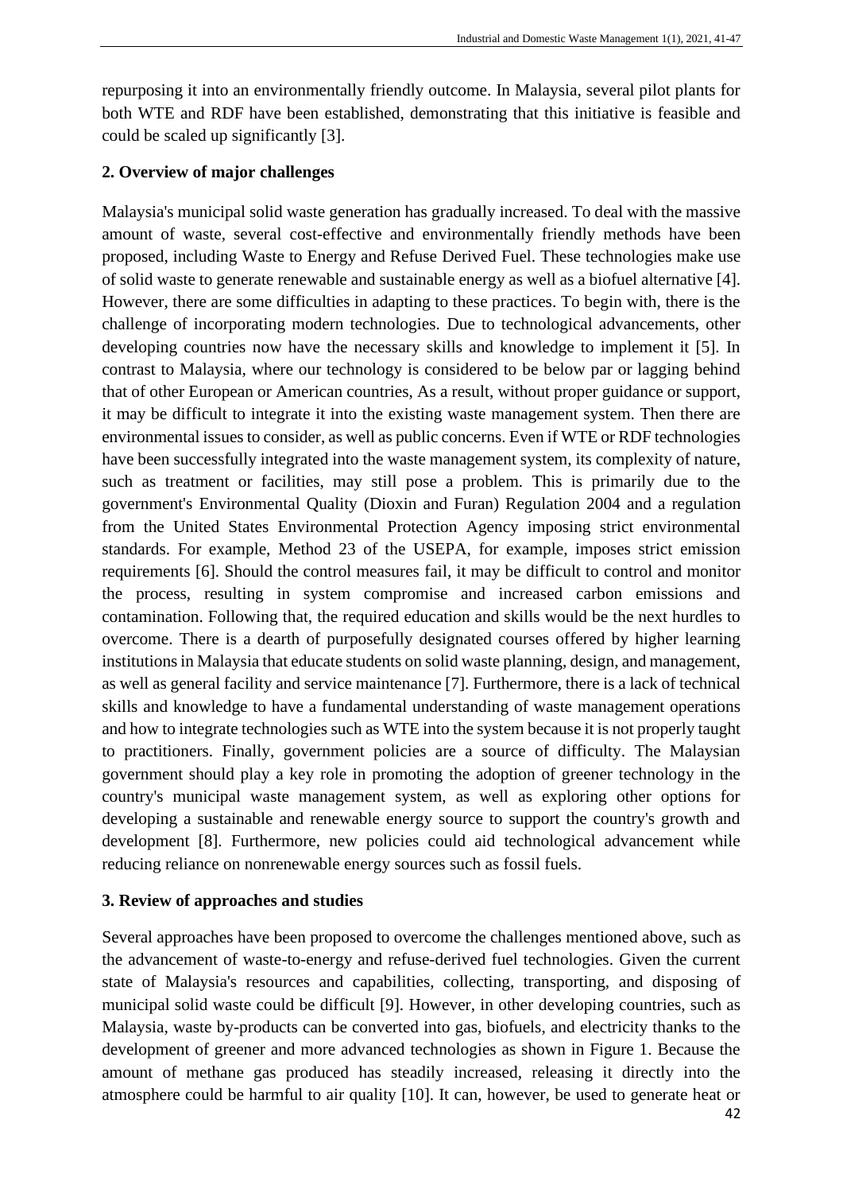repurposing it into an environmentally friendly outcome. In Malaysia, several pilot plants for both WTE and RDF have been established, demonstrating that this initiative is feasible and could be scaled up significantly [3].

## 2. Overview of major challenges

Malaysia's municipal solid waste generation has gradually increased. To deal with the massive amount of waste, several cost-effective and environmentally friendly methods have been proposed, including Waste to Energy and Refuse Derived Fuel. These technologies make use of solid waste to generate renewable and sustainable energy as well as a biofuel alternative [4]. However, there are some difficulties in adapting to these practices. To begin with, there is the challenge of incorporating modern technologies. Due to technological advancements, other developing countries now have the necessary skills and knowledge to implement it [5]. In contrast to Malaysia, where our technology is considered to be below par or lagging behind that of other European or American countries, As a result, without proper guidance or support, it may be difficult to integrate it into the existing waste management system. Then there are environmental issues to consider, as well as public concerns. Even if WTE or RDF technologies have been successfully integrated into the waste management system, its complexity of nature, such as treatment or facilities, may still pose a problem. This is primarily due to the government's Environmental Quality (Dioxin and Furan) Regulation 2004 and a regulation from the United States Environmental Protection Agency imposing strict environmental standards. For example, Method 23 of the USEPA, for example, imposes strict emission requirements [6]. Should the control measures fail, it may be difficult to control and monitor the process, resulting in system compromise and increased carbon emissions and contamination. Following that, the required education and skills would be the next hurdles to overcome. There is a dearth of purposefully designated courses offered by higher learning institutions in Malaysia that educate students on solid waste planning, design, and management, as well as general facility and service maintenance [7]. Furthermore, there is a lack of technical skills and knowledge to have a fundamental understanding of waste management operations and how to integrate technologies such as WTE into the system because it is not properly taught to practitioners. Finally, government policies are a source of difficulty. The Malaysian government should play a key role in promoting the adoption of greener technology in the country's municipal waste management system, as well as exploring other options for developing a sustainable and renewable energy source to support the country's growth and development [8]. Furthermore, new policies could aid technological advancement while reducing reliance on nonrenewable energy sources such as fossil fuels.

## 3. Review of approaches and studies

Several approaches have been proposed to overcome the challenges mentioned above, such as the advancement of waste-to-energy and refuse-derived fuel technologies. Given the current state of Malaysia's resources and capabilities, collecting, transporting, and disposing of municipal solid waste could be difficult [9]. However, in other developing countries, such as Malaysia, waste by-products can be converted into gas, biofuels, and electricity thanks to the development of greener and more advanced technologies as shown in Figure 1. Because the amount of methane gas produced has steadily increased, releasing it directly into the atmosphere could be harmful to air quality [10]. It can, however, be used to generate heat or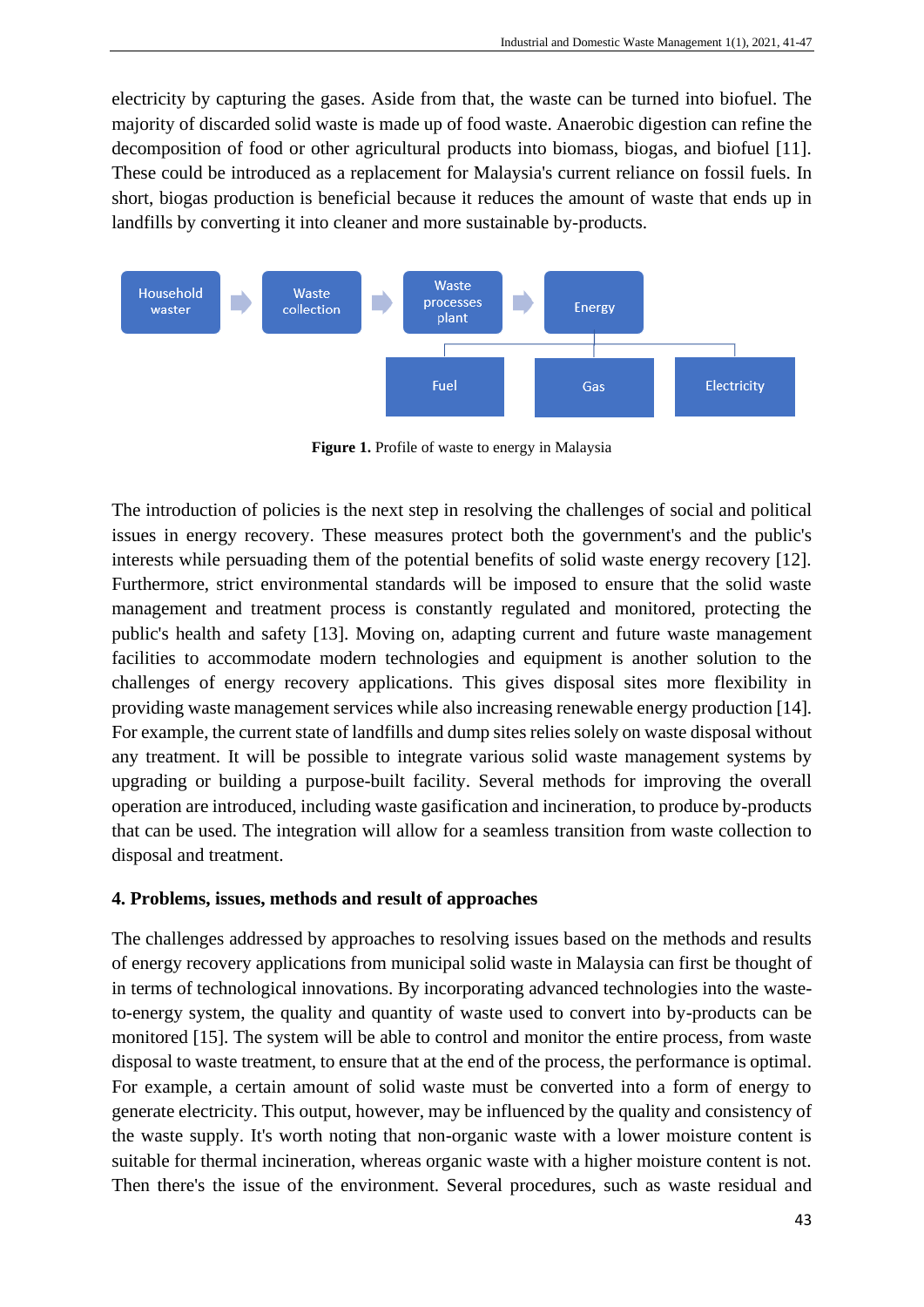electricity by capturing the gases. Aside from that, the waste can be turned into biofuel. The majority of discarded solid waste is made up of food waste. Anaerobic digestion can refine the decomposition of food or other agricultural products into biomass, biogas, and biofuel [11]. These could be introduced as a replacement for Malaysia's current reliance on fossil fuels. In short, biogas production is beneficial because it reduces the amount of waste that ends up in landfills by converting it into cleaner and more sustainable by-products.

Household waster → Waste collection → Waste processes plant → Energy

Energy: Fuel | Gas | Electricity

**Figure 1.** Profile of waste to energy in Malaysia

The introduction of policies is the next step in resolving the challenges of social and political issues in energy recovery. These measures protect both the government's and the public's interests while persuading them of the potential benefits of solid waste energy recovery [12]. Furthermore, strict environmental standards will be imposed to ensure that the solid waste management and treatment process is constantly regulated and monitored, protecting the public's health and safety [13]. Moving on, adapting current and future waste management facilities to accommodate modern technologies and equipment is another solution to the challenges of energy recovery applications. This gives disposal sites more flexibility in providing waste management services while also increasing renewable energy production [14]. For example, the current state of landfills and dump sites relies solely on waste disposal without any treatment. It will be possible to integrate various solid waste management systems by upgrading or building a purpose-built facility. Several methods for improving the overall operation are introduced, including waste gasification and incineration, to produce by-products that can be used. The integration will allow for a seamless transition from waste collection to disposal and treatment.

## 4. Problems, issues, methods and result of approaches

The challenges addressed by approaches to resolving issues based on the methods and results of energy recovery applications from municipal solid waste in Malaysia can first be thought of in terms of technological innovations. By incorporating advanced technologies into the waste-to-energy system, the quality and quantity of waste used to convert into by-products can be monitored [15]. The system will be able to control and monitor the entire process, from waste disposal to waste treatment, to ensure that at the end of the process, the performance is optimal. For example, a certain amount of solid waste must be converted into a form of energy to generate electricity. This output, however, may be influenced by the quality and consistency of the waste supply. It's worth noting that non-organic waste with a lower moisture content is suitable for thermal incineration, whereas organic waste with a higher moisture content is not. Then there's the issue of the environment. Several procedures, such as waste residual and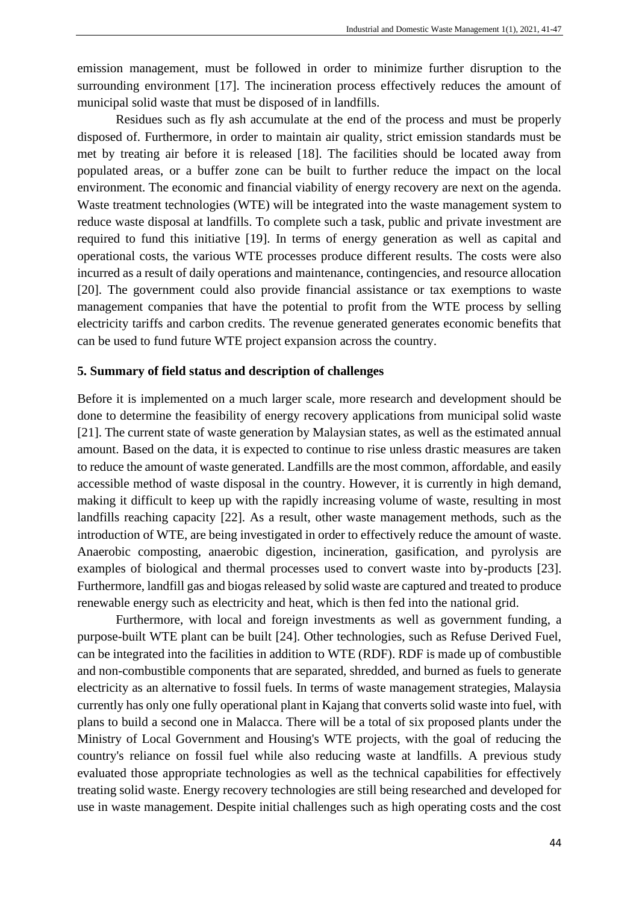emission management, must be followed in order to minimize further disruption to the surrounding environment [17]. The incineration process effectively reduces the amount of municipal solid waste that must be disposed of in landfills.

Residues such as fly ash accumulate at the end of the process and must be properly disposed of. Furthermore, in order to maintain air quality, strict emission standards must be met by treating air before it is released [18]. The facilities should be located away from populated areas, or a buffer zone can be built to further reduce the impact on the local environment. The economic and financial viability of energy recovery are next on the agenda. Waste treatment technologies (WTE) will be integrated into the waste management system to reduce waste disposal at landfills. To complete such a task, public and private investment are required to fund this initiative [19]. In terms of energy generation as well as capital and operational costs, the various WTE processes produce different results. The costs were also incurred as a result of daily operations and maintenance, contingencies, and resource allocation [20]. The government could also provide financial assistance or tax exemptions to waste management companies that have the potential to profit from the WTE process by selling electricity tariffs and carbon credits. The revenue generated generates economic benefits that can be used to fund future WTE project expansion across the country.

## 5. Summary of field status and description of challenges

Before it is implemented on a much larger scale, more research and development should be done to determine the feasibility of energy recovery applications from municipal solid waste [21]. The current state of waste generation by Malaysian states, as well as the estimated annual amount. Based on the data, it is expected to continue to rise unless drastic measures are taken to reduce the amount of waste generated. Landfills are the most common, affordable, and easily accessible method of waste disposal in the country. However, it is currently in high demand, making it difficult to keep up with the rapidly increasing volume of waste, resulting in most landfills reaching capacity [22]. As a result, other waste management methods, such as the introduction of WTE, are being investigated in order to effectively reduce the amount of waste. Anaerobic composting, anaerobic digestion, incineration, gasification, and pyrolysis are examples of biological and thermal processes used to convert waste into by-products [23]. Furthermore, landfill gas and biogas released by solid waste are captured and treated to produce renewable energy such as electricity and heat, which is then fed into the national grid.

Furthermore, with local and foreign investments as well as government funding, a purpose-built WTE plant can be built [24]. Other technologies, such as Refuse Derived Fuel, can be integrated into the facilities in addition to WTE (RDF). RDF is made up of combustible and non-combustible components that are separated, shredded, and burned as fuels to generate electricity as an alternative to fossil fuels. In terms of waste management strategies, Malaysia currently has only one fully operational plant in Kajang that converts solid waste into fuel, with plans to build a second one in Malacca. There will be a total of six proposed plants under the Ministry of Local Government and Housing's WTE projects, with the goal of reducing the country's reliance on fossil fuel while also reducing waste at landfills. A previous study evaluated those appropriate technologies as well as the technical capabilities for effectively treating solid waste. Energy recovery technologies are still being researched and developed for use in waste management. Despite initial challenges such as high operating costs and the cost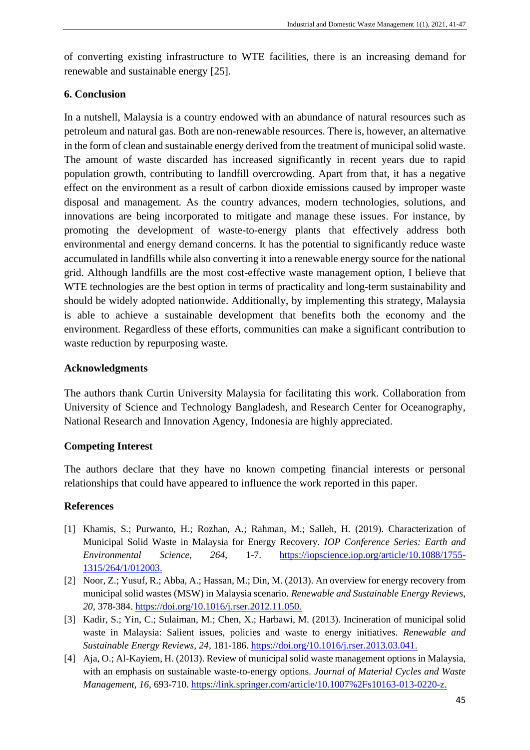of converting existing infrastructure to WTE facilities, there is an increasing demand for renewable and sustainable energy [25].

## 6. Conclusion

In a nutshell, Malaysia is a country endowed with an abundance of natural resources such as petroleum and natural gas. Both are non-renewable resources. There is, however, an alternative in the form of clean and sustainable energy derived from the treatment of municipal solid waste. The amount of waste discarded has increased significantly in recent years due to rapid population growth, contributing to landfill overcrowding. Apart from that, it has a negative effect on the environment as a result of carbon dioxide emissions caused by improper waste disposal and management. As the country advances, modern technologies, solutions, and innovations are being incorporated to mitigate and manage these issues. For instance, by promoting the development of waste-to-energy plants that effectively address both environmental and energy demand concerns. It has the potential to significantly reduce waste accumulated in landfills while also converting it into a renewable energy source for the national grid. Although landfills are the most cost-effective waste management option, I believe that WTE technologies are the best option in terms of practicality and long-term sustainability and should be widely adopted nationwide. Additionally, by implementing this strategy, Malaysia is able to achieve a sustainable development that benefits both the economy and the environment. Regardless of these efforts, communities can make a significant contribution to waste reduction by repurposing waste.

## Acknowledgments

The authors thank Curtin University Malaysia for facilitating this work. Collaboration from University of Science and Technology Bangladesh, and Research Center for Oceanography, National Research and Innovation Agency, Indonesia are highly appreciated.

## Competing Interest

The authors declare that they have no known competing financial interests or personal relationships that could have appeared to influence the work reported in this paper.

## References

[1] Khamis, S.; Purwanto, H.; Rozhan, A.; Rahman, M.; Salleh, H. (2019). Characterization of Municipal Solid Waste in Malaysia for Energy Recovery. *IOP Conference Series: Earth and Environmental Science, 264*, 1-7. https://iopscience.iop.org/article/10.1088/1755-1315/264/1/012003.

[2] Noor, Z.; Yusuf, R.; Abba, A.; Hassan, M.; Din, M. (2013). An overview for energy recovery from municipal solid wastes (MSW) in Malaysia scenario. *Renewable and Sustainable Energy Reviews, 20*, 378-384. https://doi.org/10.1016/j.rser.2012.11.050.

[3] Kadir, S.; Yin, C.; Sulaiman, M.; Chen, X.; Harbawi, M. (2013). Incineration of municipal solid waste in Malaysia: Salient issues, policies and waste to energy initiatives. *Renewable and Sustainable Energy Reviews, 24*, 181-186. https://doi.org/10.1016/j.rser.2013.03.041.

[4] Aja, O.; Al-Kayiem, H. (2013). Review of municipal solid waste management options in Malaysia, with an emphasis on sustainable waste-to-energy options. *Journal of Material Cycles and Waste Management, 16*, 693-710. https://link.springer.com/article/10.1007%2Fs10163-013-0220-z.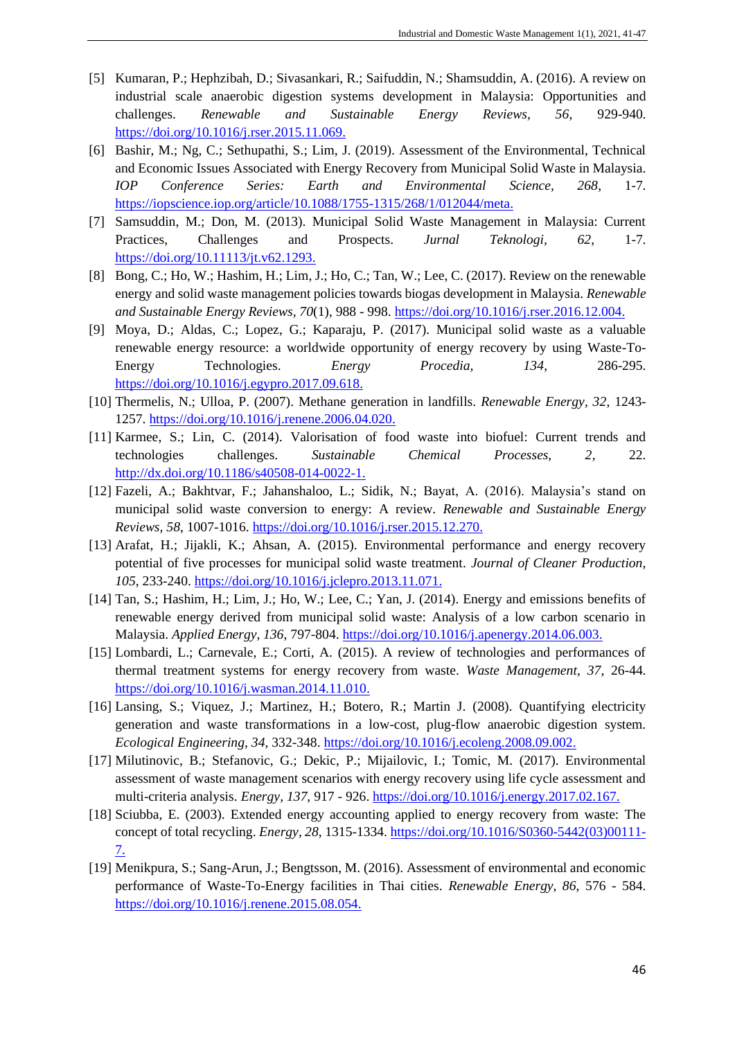[5] Kumaran, P.; Hephzibah, D.; Sivasankari, R.; Saifuddin, N.; Shamsuddin, A. (2016). A review on industrial scale anaerobic digestion systems development in Malaysia: Opportunities and challenges. *Renewable and Sustainable Energy Reviews*, *56*, 929-940. https://doi.org/10.1016/j.rser.2015.11.069.

[6] Bashir, M.; Ng, C.; Sethupathi, S.; Lim, J. (2019). Assessment of the Environmental, Technical and Economic Issues Associated with Energy Recovery from Municipal Solid Waste in Malaysia. *IOP Conference Series: Earth and Environmental Science*, *268*, 1-7. https://iopscience.iop.org/article/10.1088/1755-1315/268/1/012044/meta.

[7] Samsuddin, M.; Don, M. (2013). Municipal Solid Waste Management in Malaysia: Current Practices, Challenges and Prospects. *Jurnal Teknologi*, *62*, 1-7. https://doi.org/10.11113/jt.v62.1293.

[8] Bong, C.; Ho, W.; Hashim, H.; Lim, J.; Ho, C.; Tan, W.; Lee, C. (2017). Review on the renewable energy and solid waste management policies towards biogas development in Malaysia. *Renewable and Sustainable Energy Reviews*, *70*(1), 988 - 998. https://doi.org/10.1016/j.rser.2016.12.004.

[9] Moya, D.; Aldas, C.; Lopez, G.; Kaparaju, P. (2017). Municipal solid waste as a valuable renewable energy resource: a worldwide opportunity of energy recovery by using Waste-To-Energy Technologies. *Energy Procedia*, *134*, 286-295. https://doi.org/10.1016/j.egypro.2017.09.618.

[10] Themelis, N.; Ulloa, P. (2007). Methane generation in landfills. *Renewable Energy*, *32*, 1243-1257. https://doi.org/10.1016/j.renene.2006.04.020.

[11] Karmee, S.; Lin, C. (2014). Valorisation of food waste into biofuel: Current trends and technologies challenges. *Sustainable Chemical Processes*, *2*, 22. http://dx.doi.org/10.1186/s40508-014-0022-1.

[12] Fazeli, A.; Bakhtvar, F.; Jahanshaloo, L.; Sidik, N.; Bayat, A. (2016). Malaysia's stand on municipal solid waste conversion to energy: A review. *Renewable and Sustainable Energy Reviews*, *58*, 1007-1016. https://doi.org/10.1016/j.rser.2015.12.270.

[13] Arafat, H.; Jijakli, K.; Ahsan, A. (2015). Environmental performance and energy recovery potential of five processes for municipal solid waste treatment. *Journal of Cleaner Production*, *105*, 233-240. https://doi.org/10.1016/j.jclepro.2013.11.071.

[14] Tan, S.; Hashim, H.; Lim, J.; Ho, W.; Lee, C.; Yan, J. (2014). Energy and emissions benefits of renewable energy derived from municipal solid waste: Analysis of a low carbon scenario in Malaysia. *Applied Energy*, *136*, 797-804. https://doi.org/10.1016/j.apenergy.2014.06.003.

[15] Lombardi, L.; Carnevale, E.; Corti, A. (2015). A review of technologies and performances of thermal treatment systems for energy recovery from waste. *Waste Management*, *37*, 26-44. https://doi.org/10.1016/j.wasman.2014.11.010.

[16] Lansing, S.; Viquez, J.; Martinez, H.; Botero, R.; Martin J. (2008). Quantifying electricity generation and waste transformations in a low-cost, plug-flow anaerobic digestion system. *Ecological Engineering*, *34*, 332-348. https://doi.org/10.1016/j.ecoleng.2008.09.002.

[17] Milutinovic, B.; Stefanovic, G.; Dekic, P.; Mijailovic, I.; Tomic, M. (2017). Environmental assessment of waste management scenarios with energy recovery using life cycle assessment and multi-criteria analysis. *Energy*, *137*, 917 - 926. https://doi.org/10.1016/j.energy.2017.02.167.

[18] Sciubba, E. (2003). Extended energy accounting applied to energy recovery from waste: The concept of total recycling. *Energy*, *28*, 1315-1334. https://doi.org/10.1016/S0360-5442(03)00111-7.

[19] Menikpura, S.; Sang-Arun, J.; Bengtsson, M. (2016). Assessment of environmental and economic performance of Waste-To-Energy facilities in Thai cities. *Renewable Energy*, *86*, 576 - 584. https://doi.org/10.1016/j.renene.2015.08.054.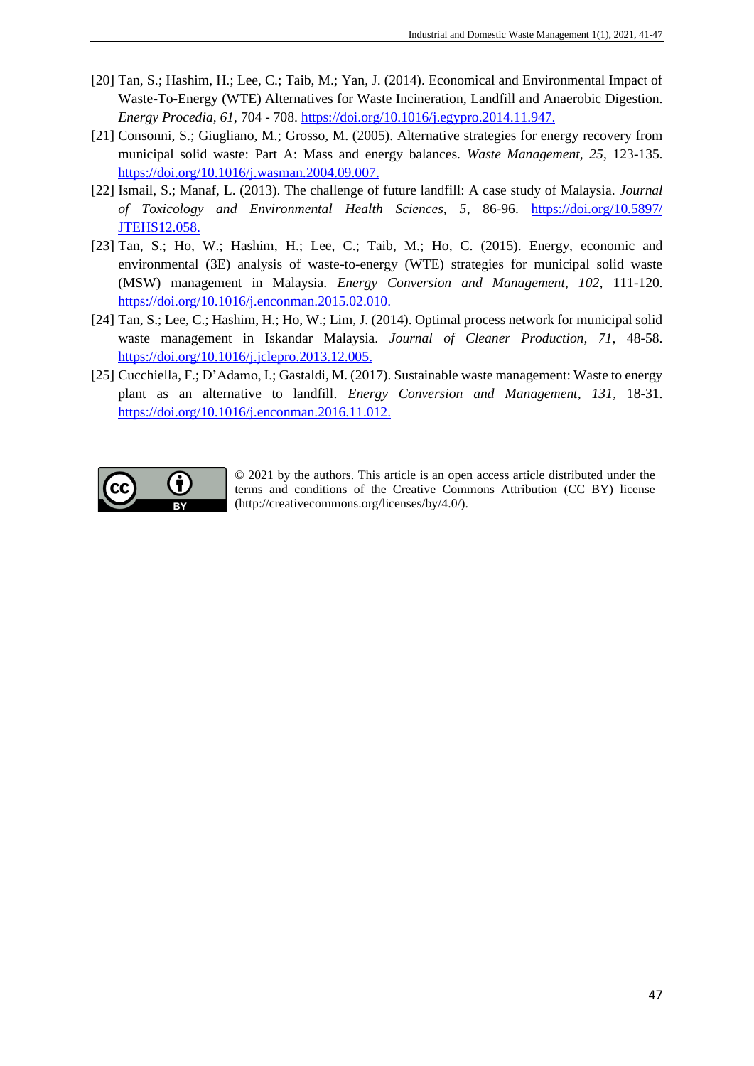[20] Tan, S.; Hashim, H.; Lee, C.; Taib, M.; Yan, J. (2014). Economical and Environmental Impact of Waste-To-Energy (WTE) Alternatives for Waste Incineration, Landfill and Anaerobic Digestion. *Energy Procedia*, *61*, 704 - 708. https://doi.org/10.1016/j.egypro.2014.11.947.

[21] Consonni, S.; Giugliano, M.; Grosso, M. (2005). Alternative strategies for energy recovery from municipal solid waste: Part A: Mass and energy balances. *Waste Management*, *25*, 123-135. https://doi.org/10.1016/j.wasman.2004.09.007.

[22] Ismail, S.; Manaf, L. (2013). The challenge of future landfill: A case study of Malaysia. *Journal of Toxicology and Environmental Health Sciences*, *5*, 86-96. https://doi.org/10.5897/JTEHS12.058.

[23] Tan, S.; Ho, W.; Hashim, H.; Lee, C.; Taib, M.; Ho, C. (2015). Energy, economic and environmental (3E) analysis of waste-to-energy (WTE) strategies for municipal solid waste (MSW) management in Malaysia. *Energy Conversion and Management*, *102*, 111-120. https://doi.org/10.1016/j.enconman.2015.02.010.

[24] Tan, S.; Lee, C.; Hashim, H.; Ho, W.; Lim, J. (2014). Optimal process network for municipal solid waste management in Iskandar Malaysia. *Journal of Cleaner Production*, *71*, 48-58. https://doi.org/10.1016/j.jclepro.2013.12.005.

[25] Cucchiella, F.; D'Adamo, I.; Gastaldi, M. (2017). Sustainable waste management: Waste to energy plant as an alternative to landfill. *Energy Conversion and Management*, *131*, 18-31. https://doi.org/10.1016/j.enconman.2016.11.012.

© 2021 by the authors. This article is an open access article distributed under the terms and conditions of the Creative Commons Attribution (CC BY) license (http://creativecommons.org/licenses/by/4.0/).